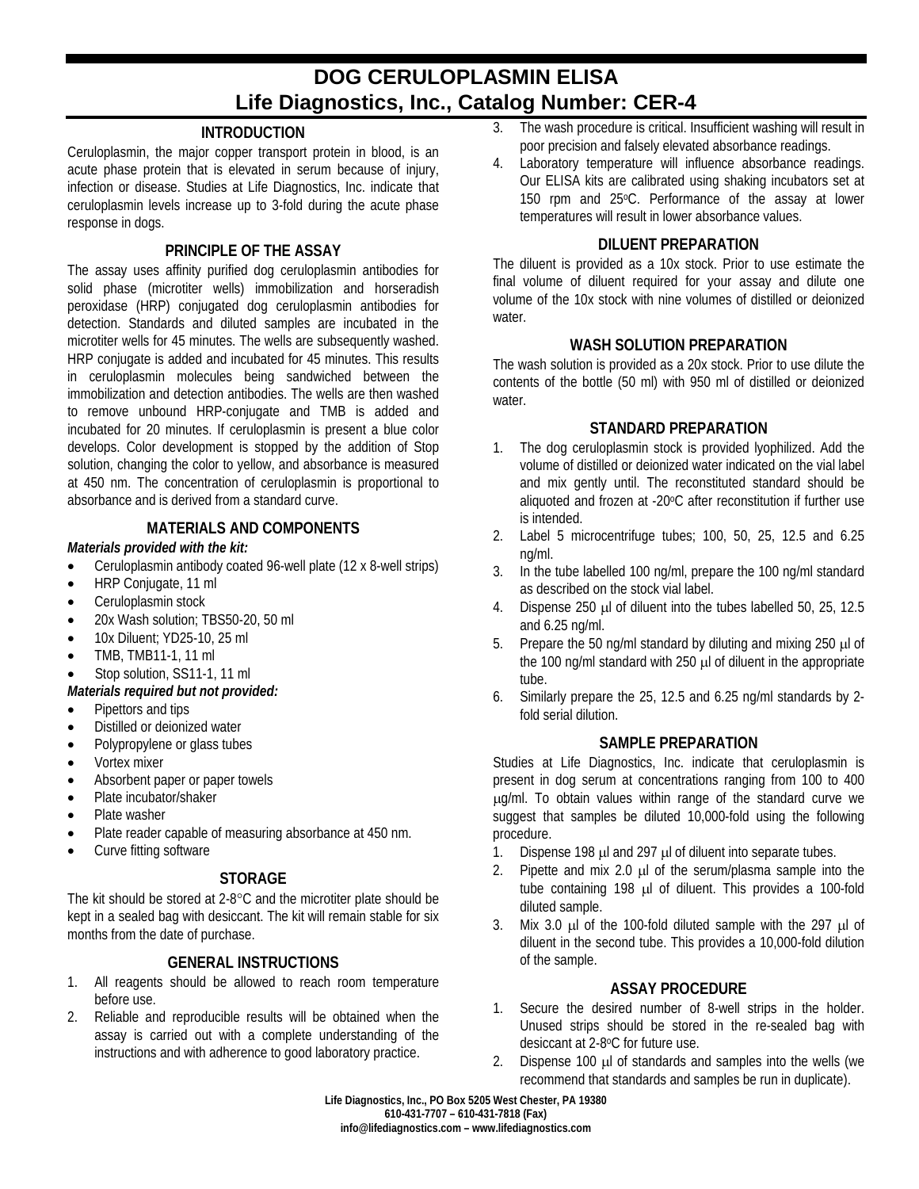# DOG CERULOPLASMIN ELISA

# Life Diagnostics, Inc., Catalog Number: CER-4

## INTRODUCTION

Ceruloplasmin, the major copper transport protein in blood, is an acute phase protein that is elevated in serum because of injury, infection or disease. Studies at Life Diagnostics, Inc. indicate that ceruloplasmin levels increase up to 3-fold during the acute phase response in dogs.

## PRINCIPLE OF THE ASSAY

The assay uses affinity purified dog ceruloplasmin antibodies for solid phase (microtiter wells) immobilization and horseradish peroxidase (HRP) conjugated dog ceruloplasmin antibodies for detection. Standards and diluted samples are incubated in the microtiter wells for 45 minutes. The wells are subsequently washed. HRP conjugate is added and incubated for 45 minutes. This results in ceruloplasmin molecules being sandwiched between the immobilization and detection antibodies. The wells are then washed to remove unbound HRP-conjugate and TMB is added and incubated for 20 minutes. If ceruloplasmin is present a blue color develops. Color development is stopped by the addition of Stop solution, changing the color to yellow, and absorbance is measured at 450 nm. The concentration of ceruloplasmin is proportional to absorbance and is derived from a standard curve.

## MATERIALS AND COMPONENTS

***Materials provided with the kit:***

- Ceruloplasmin antibody coated 96-well plate (12 x 8-well strips)
- HRP Conjugate, 11 ml
- Ceruloplasmin stock
- 20x Wash solution; TBS50-20, 50 ml
- 10x Diluent; YD25-10, 25 ml
- TMB, TMB11-1, 11 ml
- Stop solution, SS11-1, 11 ml

***Materials required but not provided:***

- Pipettors and tips
- Distilled or deionized water
- Polypropylene or glass tubes
- Vortex mixer
- Absorbent paper or paper towels
- Plate incubator/shaker
- Plate washer
- Plate reader capable of measuring absorbance at 450 nm.
- Curve fitting software

## STORAGE

The kit should be stored at 2-8°C and the microtiter plate should be kept in a sealed bag with desiccant. The kit will remain stable for six months from the date of purchase.

## GENERAL INSTRUCTIONS

1. All reagents should be allowed to reach room temperature before use.
2. Reliable and reproducible results will be obtained when the assay is carried out with a complete understanding of the instructions and with adherence to good laboratory practice.
3. The wash procedure is critical. Insufficient washing will result in poor precision and falsely elevated absorbance readings.
4. Laboratory temperature will influence absorbance readings. Our ELISA kits are calibrated using shaking incubators set at 150 rpm and 25°C. Performance of the assay at lower temperatures will result in lower absorbance values.

## DILUENT PREPARATION

The diluent is provided as a 10x stock. Prior to use estimate the final volume of diluent required for your assay and dilute one volume of the 10x stock with nine volumes of distilled or deionized water.

## WASH SOLUTION PREPARATION

The wash solution is provided as a 20x stock. Prior to use dilute the contents of the bottle (50 ml) with 950 ml of distilled or deionized water.

## STANDARD PREPARATION

1. The dog ceruloplasmin stock is provided lyophilized. Add the volume of distilled or deionized water indicated on the vial label and mix gently until. The reconstituted standard should be aliquoted and frozen at -20°C after reconstitution if further use is intended.
2. Label 5 microcentrifuge tubes; 100, 50, 25, 12.5 and 6.25 ng/ml.
3. In the tube labelled 100 ng/ml, prepare the 100 ng/ml standard as described on the stock vial label.
4. Dispense 250 μl of diluent into the tubes labelled 50, 25, 12.5 and 6.25 ng/ml.
5. Prepare the 50 ng/ml standard by diluting and mixing 250 μl of the 100 ng/ml standard with 250 μl of diluent in the appropriate tube.
6. Similarly prepare the 25, 12.5 and 6.25 ng/ml standards by 2-fold serial dilution.

## SAMPLE PREPARATION

Studies at Life Diagnostics, Inc. indicate that ceruloplasmin is present in dog serum at concentrations ranging from 100 to 400 μg/ml. To obtain values within range of the standard curve we suggest that samples be diluted 10,000-fold using the following procedure.

1. Dispense 198 μl and 297 μl of diluent into separate tubes.
2. Pipette and mix 2.0 μl of the serum/plasma sample into the tube containing 198 μl of diluent. This provides a 100-fold diluted sample.
3. Mix 3.0 μl of the 100-fold diluted sample with the 297 μl of diluent in the second tube. This provides a 10,000-fold dilution of the sample.

## ASSAY PROCEDURE

1. Secure the desired number of 8-well strips in the holder. Unused strips should be stored in the re-sealed bag with desiccant at 2-8°C for future use.
2. Dispense 100 μl of standards and samples into the wells (we recommend that standards and samples be run in duplicate).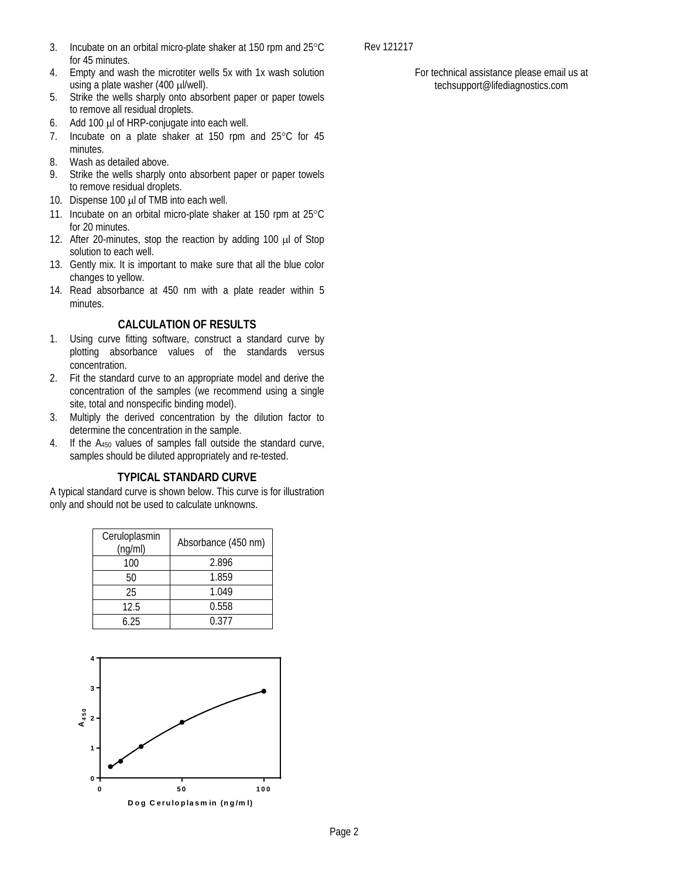3. Incubate on an orbital micro-plate shaker at 150 rpm and 25°C for 45 minutes.
4. Empty and wash the microtiter wells 5x with 1x wash solution using a plate washer (400 µl/well).
5. Strike the wells sharply onto absorbent paper or paper towels to remove all residual droplets.
6. Add 100 µl of HRP-conjugate into each well.
7. Incubate on a plate shaker at 150 rpm and 25°C for 45 minutes.
8. Wash as detailed above.
9. Strike the wells sharply onto absorbent paper or paper towels to remove residual droplets.
10. Dispense 100 µl of TMB into each well.
11. Incubate on an orbital micro-plate shaker at 150 rpm at 25°C for 20 minutes.
12. After 20-minutes, stop the reaction by adding 100 µl of Stop solution to each well.
13. Gently mix. It is important to make sure that all the blue color changes to yellow.
14. Read absorbance at 450 nm with a plate reader within 5 minutes.

## CALCULATION OF RESULTS

1. Using curve fitting software, construct a standard curve by plotting absorbance values of the standards versus concentration.
2. Fit the standard curve to an appropriate model and derive the concentration of the samples (we recommend using a single site, total and nonspecific binding model).
3. Multiply the derived concentration by the dilution factor to determine the concentration in the sample.
4. If the $A_{450}$ values of samples fall outside the standard curve, samples should be diluted appropriately and re-tested.

## TYPICAL STANDARD CURVE

A typical standard curve is shown below. This curve is for illustration only and should not be used to calculate unknowns.

| Ceruloplasmin (ng/ml) | Absorbance (450 nm) |
|---|---|
| 100 | 2.896 |
| 50 | 1.859 |
| 25 | 1.049 |
| 12.5 | 0.558 |
| 6.25 | 0.377 |

$A_{450}$
4
3
2
1
0
0
50
100
Dog Ceruloplasmin (ng/ml)

Rev 121217

For technical assistance please email us at techsupport@lifediagnostics.com